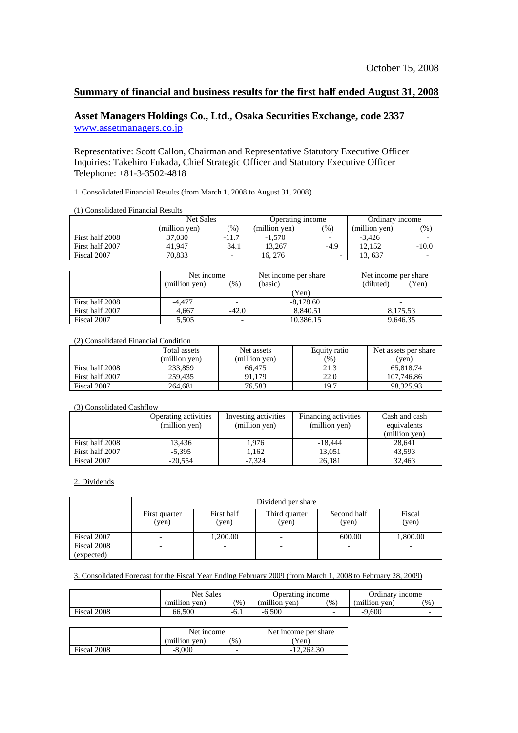October 15, 2008

## Summary of financial and business results for the first half ended August 31, 2008

### Asset Managers Holdings Co., Ltd., Osaka Securities Exchange, code 2337

www.assetmanagers.co.jp

Representative: Scott Callon, Chairman and Representative Statutory Executive Officer
Inquiries: Takehiro Fukada, Chief Strategic Officer and Statutory Executive Officer
Telephone: +81-3-3502-4818

1. Consolidated Financial Results (from March 1, 2008 to August 31, 2008)

(1) Consolidated Financial Results

| | Net Sales | | Operating income | | Ordinary income | |
|---|---|---|---|---|---|---|
| | (million yen) | (%) | (million yen) | (%) | (million yen) | (%) |
| First half 2008 | 37,030 | -11.7 | -1,570 | - | -3,426 | - |
| First half 2007 | 41,947 | 84.1 | 13,267 | -4.9 | 12,152 | -10.0 |
| Fiscal 2007 | 70,833 | - | 16, 276 | - | 13, 637 | - |

| | Net income | | Net income per share (basic) | Net income per share (diluted) |
|---|---|---|---|---|
| | (million yen) | (%) | (Yen) | (Yen) |
| First half 2008 | -4,477 | - | -8,178.60 | - |
| First half 2007 | 4,667 | -42.0 | 8,840.51 | 8,175.53 |
| Fiscal 2007 | 5,505 | - | 10,386.15 | 9,646.35 |

(2) Consolidated Financial Condition

| | Total assets (million yen) | Net assets (million yen) | Equity ratio (%) | Net assets per share (yen) |
|---|---|---|---|---|
| First half 2008 | 233,859 | 66,475 | 21.3 | 65,818.74 |
| First half 2007 | 259,435 | 91,179 | 22.0 | 107,746.86 |
| Fiscal 2007 | 264,681 | 76,583 | 19.7 | 98,325.93 |

(3) Consolidated Cashflow

| | Operating activities (million yen) | Investing activities (million yen) | Financing activities (million yen) | Cash and cash equivalents (million yen) |
|---|---|---|---|---|
| First half 2008 | 13,436 | 1,976 | -18,444 | 28,641 |
| First half 2007 | -5,395 | 1,162 | 13,051 | 43,593 |
| Fiscal 2007 | -20,554 | -7,324 | 26,181 | 32,463 |

2. Dividends

| | Dividend per share | | | | |
|---|---|---|---|---|---|
| | First quarter (yen) | First half (yen) | Third quarter (yen) | Second half (yen) | Fiscal (yen) |
| Fiscal 2007 | - | 1,200.00 | - | 600.00 | 1,800.00 |
| Fiscal 2008 (expected) | - | - | - | - | - |

3. Consolidated Forecast for the Fiscal Year Ending February 2009 (from March 1, 2008 to February 28, 2009)

| | Net Sales | | Operating income | | Ordinary income | |
|---|---|---|---|---|---|---|
| | (million yen) | (%) | (million yen) | (%) | (million yen) | (%) |
| Fiscal 2008 | 66,500 | -6.1 | -6,500 | - | -9,600 | - |

| | Net income | | Net income per share |
|---|---|---|---|
| | (million yen) | (%) | (Yen) |
| Fiscal 2008 | -8,000 | - | -12,262.30 |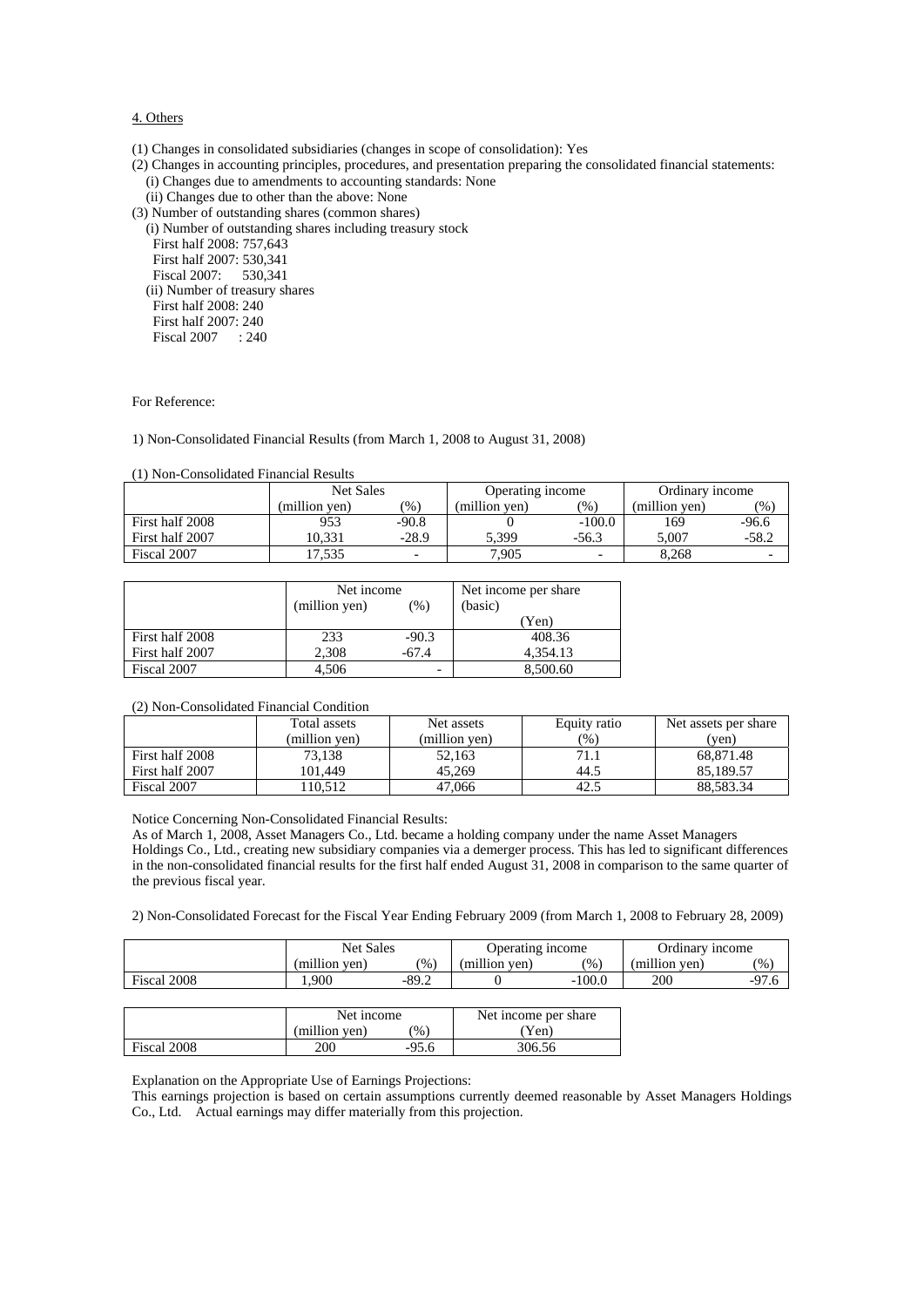4. Others

(1) Changes in consolidated subsidiaries (changes in scope of consolidation): Yes

(2) Changes in accounting principles, procedures, and presentation preparing the consolidated financial statements:
 (i) Changes due to amendments to accounting standards: None
 (ii) Changes due to other than the above: None

(3) Number of outstanding shares (common shares)
 (i) Number of outstanding shares including treasury stock
  First half 2008: 757,643
  First half 2007: 530,341
  Fiscal 2007: 530,341
 (ii) Number of treasury shares
  First half 2008: 240
  First half 2007: 240
  Fiscal 2007 : 240

For Reference:

1) Non-Consolidated Financial Results (from March 1, 2008 to August 31, 2008)

(1) Non-Consolidated Financial Results

| | Net Sales | | Operating income | | Ordinary income | |
|---|---|---|---|---|---|---|
| | (million yen) | (%) | (million yen) | (%) | (million yen) | (%) |
| First half 2008 | 953 | -90.8 | 0 | -100.0 | 169 | -96.6 |
| First half 2007 | 10,331 | -28.9 | 5,399 | -56.3 | 5,007 | -58.2 |
| Fiscal 2007 | 17,535 | - | 7,905 | - | 8,268 | - |

| | Net income | | Net income per share (basic) |
|---|---|---|---|
| | (million yen) | (%) | (Yen) |
| First half 2008 | 233 | -90.3 | 408.36 |
| First half 2007 | 2,308 | -67.4 | 4,354.13 |
| Fiscal 2007 | 4,506 | - | 8,500.60 |

(2) Non-Consolidated Financial Condition

| | Total assets (million yen) | Net assets (million yen) | Equity ratio (%) | Net assets per share (yen) |
|---|---|---|---|---|
| First half 2008 | 73,138 | 52,163 | 71.1 | 68,871.48 |
| First half 2007 | 101,449 | 45,269 | 44.5 | 85,189.57 |
| Fiscal 2007 | 110,512 | 47,066 | 42.5 | 88,583.34 |

Notice Concerning Non-Consolidated Financial Results:
As of March 1, 2008, Asset Managers Co., Ltd. became a holding company under the name Asset Managers Holdings Co., Ltd., creating new subsidiary companies via a demerger process. This has led to significant differences in the non-consolidated financial results for the first half ended August 31, 2008 in comparison to the same quarter of the previous fiscal year.

2) Non-Consolidated Forecast for the Fiscal Year Ending February 2009 (from March 1, 2008 to February 28, 2009)

| | Net Sales | | Operating income | | Ordinary income | |
|---|---|---|---|---|---|---|
| | (million yen) | (%) | (million yen) | (%) | (million yen) | (%) |
| Fiscal 2008 | 1,900 | -89.2 | 0 | -100.0 | 200 | -97.6 |

| | Net income | | Net income per share |
|---|---|---|---|
| | (million yen) | (%) | (Yen) |
| Fiscal 2008 | 200 | -95.6 | 306.56 |

Explanation on the Appropriate Use of Earnings Projections:
This earnings projection is based on certain assumptions currently deemed reasonable by Asset Managers Holdings Co., Ltd. Actual earnings may differ materially from this projection.